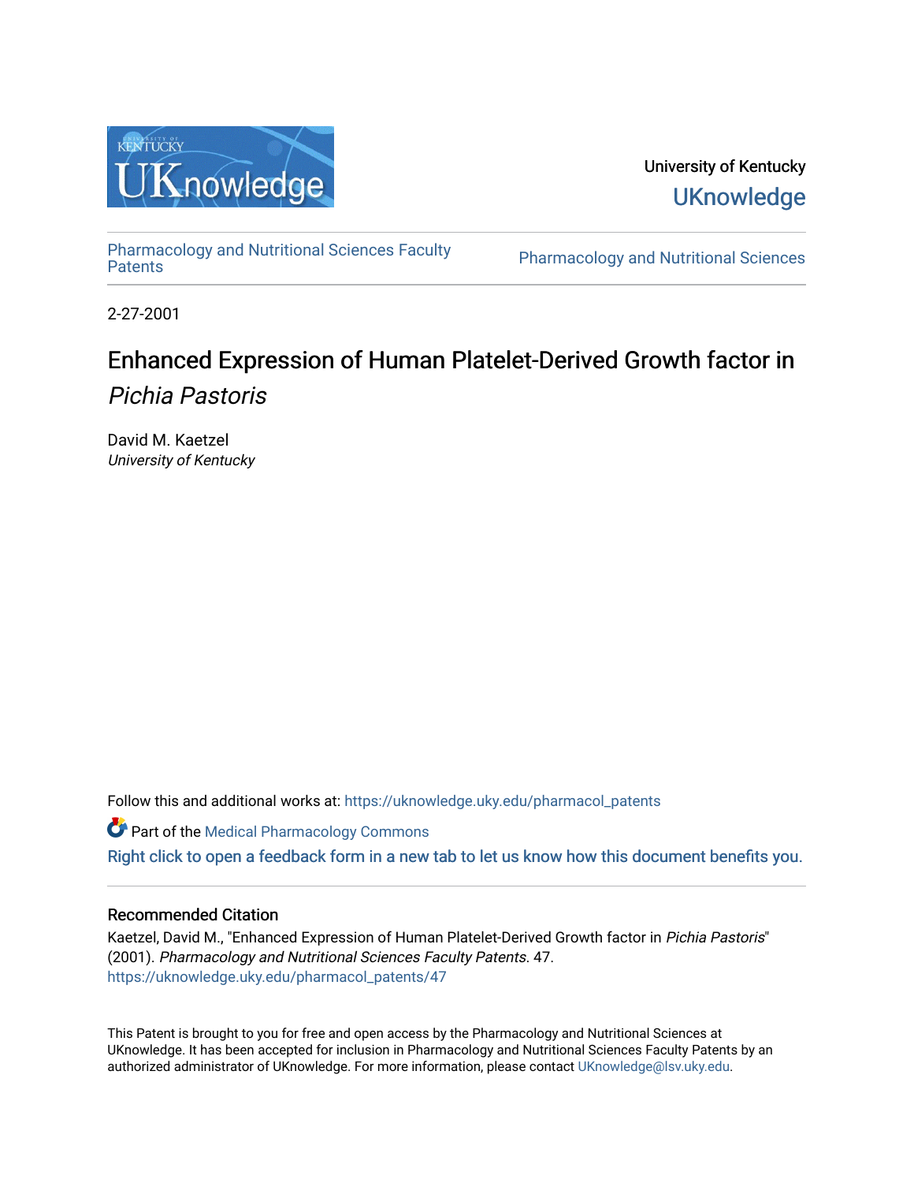University of Kentucky
UKnowledge

Pharmacology and Nutritional Sciences Faculty Patents | Pharmacology and Nutritional Sciences

2-27-2001

# Enhanced Expression of Human Platelet-Derived Growth factor in *Pichia Pastoris*

David M. Kaetzel
*University of Kentucky*

Follow this and additional works at: https://uknowledge.uky.edu/pharmacol_patents

Part of the Medical Pharmacology Commons

Right click to open a feedback form in a new tab to let us know how this document benefits you.

## Recommended Citation

Kaetzel, David M., "Enhanced Expression of Human Platelet-Derived Growth factor in *Pichia Pastoris*" (2001). *Pharmacology and Nutritional Sciences Faculty Patents*. 47.
https://uknowledge.uky.edu/pharmacol_patents/47

This Patent is brought to you for free and open access by the Pharmacology and Nutritional Sciences at UKnowledge. It has been accepted for inclusion in Pharmacology and Nutritional Sciences Faculty Patents by an authorized administrator of UKnowledge. For more information, please contact UKnowledge@lsv.uky.edu.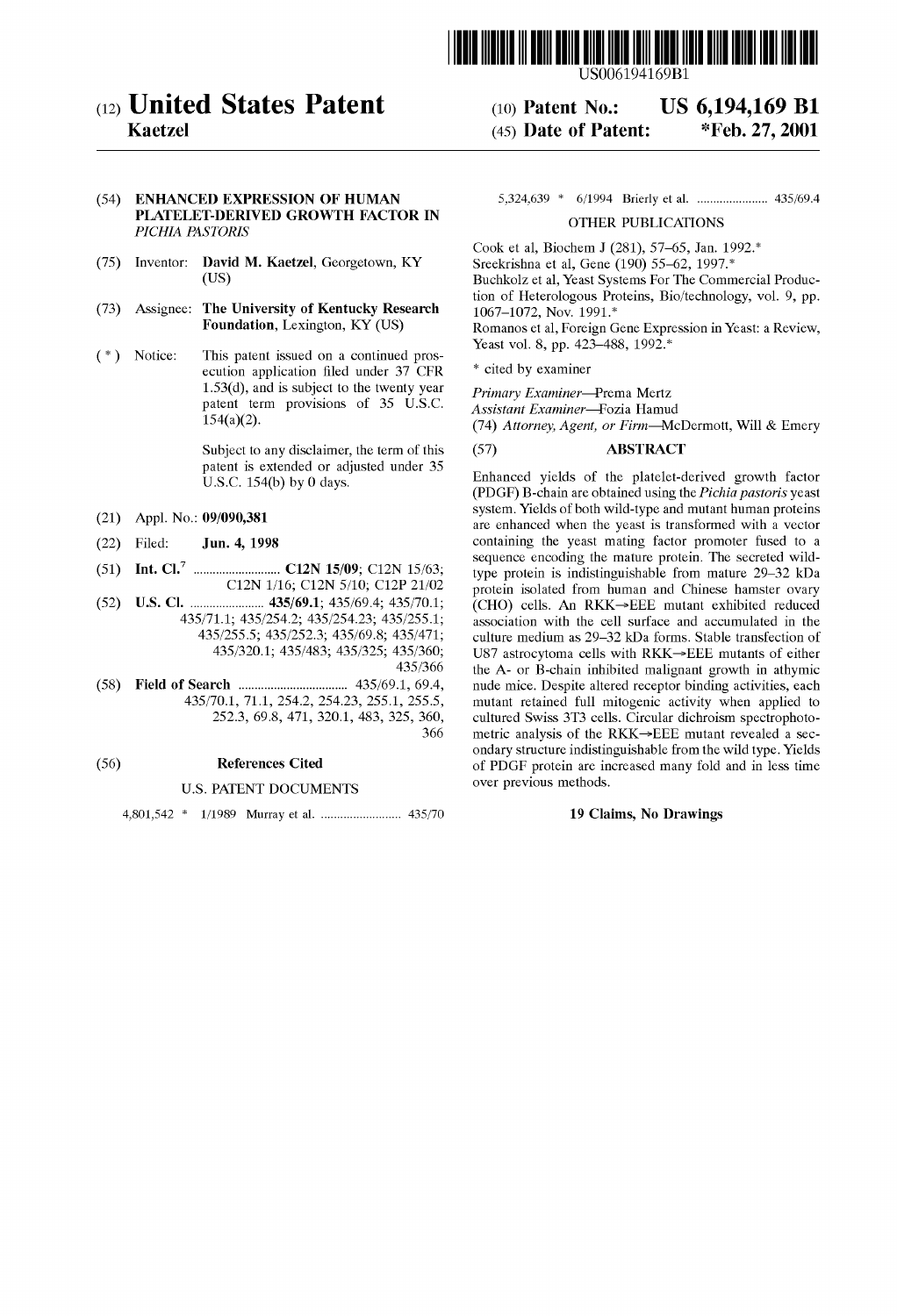US006194169B1

# (12) United States Patent
**Kaetzel**

(10) **Patent No.: US 6,194,169 B1**

(45) **Date of Patent: \*Feb. 27, 2001**

(54) **ENHANCED EXPRESSION OF HUMAN PLATELET-DERIVED GROWTH FACTOR IN *PICHIA PASTORIS***

(75) Inventor: **David M. Kaetzel**, Georgetown, KY (US)

(73) Assignee: **The University of Kentucky Research Foundation**, Lexington, KY (US)

(\*) Notice: This patent issued on a continued prosecution application filed under 37 CFR 1.53(d), and is subject to the twenty year patent term provisions of 35 U.S.C. 154(a)(2).

Subject to any disclaimer, the term of this patent is extended or adjusted under 35 U.S.C. 154(b) by 0 days.

(21) Appl. No.: **09/090,381**

(22) Filed: **Jun. 4, 1998**

(51) **Int. Cl.**[7] .......................... **C12N 15/09**; C12N 15/63; C12N 1/16; C12N 5/10; C12P 21/02

(52) **U.S. Cl.** ...................... **435/69.1**; 435/69.4; 435/70.1; 435/71.1; 435/254.2; 435/254.23; 435/255.1; 435/255.5; 435/252.3; 435/69.8; 435/471; 435/320.1; 435/483; 435/325; 435/360; 435/366

(58) **Field of Search** ................................ 435/69.1, 69.4, 435/70.1, 71.1, 254.2, 254.23, 255.1, 255.5, 252.3, 69.8, 471, 320.1, 483, 325, 360, 366

(56) **References Cited**

U.S. PATENT DOCUMENTS

4,801,542 \* 1/1989 Murray et al. ........................ 435/70

5,324,639 \* 6/1994 Brierly et al. ...................... 435/69.4

OTHER PUBLICATIONS

Cook et al, Biochem J (281), 57–65, Jan. 1992.\*

Sreekrishna et al, Gene (190) 55–62, 1997.\*

Buchkolz et al, Yeast Systems For The Commercial Production of Heterologous Proteins, Bio/technology, vol. 9, pp. 1067–1072, Nov. 1991.\*

Romanos et al, Foreign Gene Expression in Yeast: a Review, Yeast vol. 8, pp. 423–488, 1992.\*

\* cited by examiner

*Primary Examiner*—Prema Mertz
*Assistant Examiner*—Fozia Hamud
(74) *Attorney, Agent, or Firm*—McDermott, Will & Emery

(57) **ABSTRACT**

Enhanced yields of the platelet-derived growth factor (PDGF) B-chain are obtained using the *Pichia pastoris* yeast system. Yields of both wild-type and mutant human proteins are enhanced when the yeast is transformed with a vector containing the yeast mating factor promoter fused to a sequence encoding the mature protein. The secreted wild-type protein is indistinguishable from mature 29–32 kDa protein isolated from human and Chinese hamster ovary (CHO) cells. An RKK→EEE mutant exhibited reduced association with the cell surface and accumulated in the culture medium as 29–32 kDa forms. Stable transfection of U87 astrocytoma cells with RKK→EEE mutants of either the A- or B-chain inhibited malignant growth in athymic nude mice. Despite altered receptor binding activities, each mutant retained full mitogenic activity when applied to cultured Swiss 3T3 cells. Circular dichroism spectrophotometric analysis of the RKK→EEE mutant revealed a secondary structure indistinguishable from the wild type. Yields of PDGF protein are increased many fold and in less time over previous methods.

**19 Claims, No Drawings**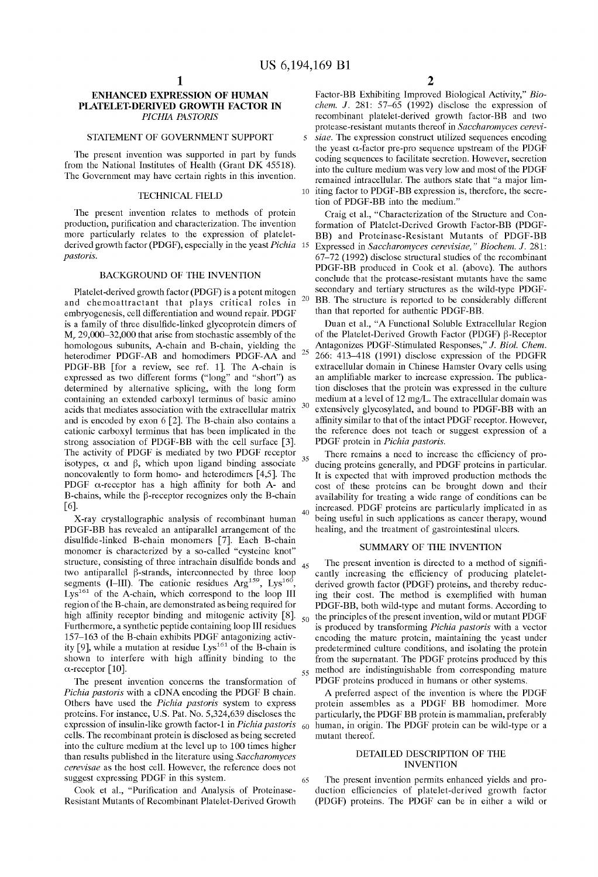# ENHANCED EXPRESSION OF HUMAN PLATELET-DERIVED GROWTH FACTOR IN *PICHIA PASTORIS*

## STATEMENT OF GOVERNMENT SUPPORT

The present invention was supported in part by funds from the National Institutes of Health (Grant DK 45518). The Government may have certain rights in this invention.

## TECHNICAL FIELD

The present invention relates to methods of protein production, purification and characterization. The invention more particularly relates to the expression of platelet-derived growth factor (PDGF), especially in the yeast *Pichia pastoris*.

## BACKGROUND OF THE INVENTION

Platelet-derived growth factor (PDGF) is a potent mitogen and chemoattractant that plays critical roles in embryogenesis, cell differentiation and wound repair. PDGF is a family of three disulfide-linked glycoprotein dimers of $M_r$ 29,000–32,000 that arise from stochastic assembly of the homologous subunits, A-chain and B-chain, yielding the heterodimer PDGF-AB and homodimers PDGF-AA and PDGF-BB [for a review, see ref. 1]. The A-chain is expressed as two different forms ("long" and "short") as determined by alternative splicing, with the long form containing an extended carboxyl terminus of basic amino acids that mediates association with the extracellular matrix and is encoded by exon 6 [2]. The B-chain also contains a cationic carboxyl terminus that has been implicated in the strong association of PDGF-BB with the cell surface [3]. The activity of PDGF is mediated by two PDGF receptor isotypes, α and β, which upon ligand binding associate noncovalently to form homo- and heterodimers [4,5]. The PDGF α-receptor has a high affinity for both A- and B-chains, while the β-receptor recognizes only the B-chain [6].

X-ray crystallographic analysis of recombinant human PDGF-BB has revealed an antiparallel arrangement of the disulfide-linked B-chain monomers [7]. Each B-chain monomer is characterized by a so-called "cysteine knot" structure, consisting of three intrachain disulfide bonds and two antiparallel β-strands, interconnected by three loop segments (I–III). The cationic residues $Arg^{159}$, $Lys^{160}$, $Lys^{161}$ of the A-chain, which correspond to the loop III region of the B-chain, are demonstrated as being required for high affinity receptor binding and mitogenic activity [8]. Furthermore, a synthetic peptide containing loop III residues 157–163 of the B-chain exhibits PDGF antagonizing activity [9], while a mutation at residue $Lys^{161}$ of the B-chain is shown to interfere with high affinity binding to the α-receptor [10].

The present invention concerns the transformation of *Pichia pastoris* with a cDNA encoding the PDGF B chain. Others have used the *Pichia pastoris* system to express proteins. For instance, U.S. Pat. No. 5,324,639 discloses the expression of insulin-like growth factor-1 in *Pichia pastoris* cells. The recombinant protein is disclosed as being secreted into the culture medium at the level up to 100 times higher than results published in the literature using *Saccharomyces cerevisae* as the host cell. However, the reference does not suggest expressing PDGF in this system.

Cook et al., "Purification and Analysis of Proteinase-Resistant Mutants of Recombinant Platelet-Derived Growth Factor-BB Exhibiting Improved Biological Activity," *Biochem. J.* 281: 57–65 (1992) disclose the expression of recombinant platelet-derived growth factor-BB and two protease-resistant mutants thereof in *Saccharomyces cerevisiae*. The expression construct utilized sequences encoding the yeast α-factor pre-pro sequence upstream of the PDGF coding sequences to facilitate secretion. However, secretion into the culture medium was very low and most of the PDGF remained intracellular. The authors state that "a major limiting factor to PDGF-BB expression is, therefore, the secretion of PDGF-BB into the medium."

Craig et al., "Characterization of the Structure and Conformation of Platelet-Derived Growth Factor-BB (PDGF-BB) and Proteinase-Resistant Mutants of PDGF-BB Expressed in *Saccharomyces cerevisiae*," *Biochem. J.* 281: 67–72 (1992) disclose structural studies of the recombinant PDGF-BB produced in Cook et al. (above). The authors conclude that the protease-resistant mutants have the same secondary and tertiary structures as the wild-type PDGF-BB. The structure is reported to be considerably different than that reported for authentic PDGF-BB.

Duan et al., "A Functional Soluble Extracellular Region of the Platelet-Derived Growth Factor (PDGF) β-Receptor Antagonizes PDGF-Stimulated Responses," *J. Biol. Chem.* 266: 413–418 (1991) disclose expression of the PDGFR extracellular domain in Chinese Hamster Ovary cells using an amplifiable marker to increase expression. The publication discloses that the protein was expressed in the culture medium at a level of 12 mg/L. The extracellular domain was extensively glycosylated, and bound to PDGF-BB with an affinity similar to that of the intact PDGF receptor. However, the reference does not teach or suggest expression of a PDGF protein in *Pichia pastoris*.

There remains a need to increase the efficiency of producing proteins generally, and PDGF proteins in particular. It is expected that with improved production methods the cost of these proteins can be brought down and their availability for treating a wide range of conditions can be increased. PDGF proteins are particularly implicated in as being useful in such applications as cancer therapy, wound healing, and the treatment of gastrointestinal ulcers.

## SUMMARY OF THE INVENTION

The present invention is directed to a method of significantly increasing the efficiency of producing platelet-derived growth factor (PDGF) proteins, and thereby reducing their cost. The method is exemplified with human PDGF-BB, both wild-type and mutant forms. According to the principles of the present invention, wild or mutant PDGF is produced by transforming *Pichia pastoris* with a vector encoding the mature protein, maintaining the yeast under predetermined culture conditions, and isolating the protein from the supernatant. The PDGF proteins produced by this method are indistinguishable from corresponding mature PDGF proteins produced in humans or other systems.

A preferred aspect of the invention is where the PDGF protein assembles as a PDGF BB homodimer. More particularly, the PDGF BB protein is mammalian, preferably human, in origin. The PDGF protein can be wild-type or a mutant thereof.

## DETAILED DESCRIPTION OF THE INVENTION

The present invention permits enhanced yields and production efficiencies of platelet-derived growth factor (PDGF) proteins. The PDGF can be in either a wild or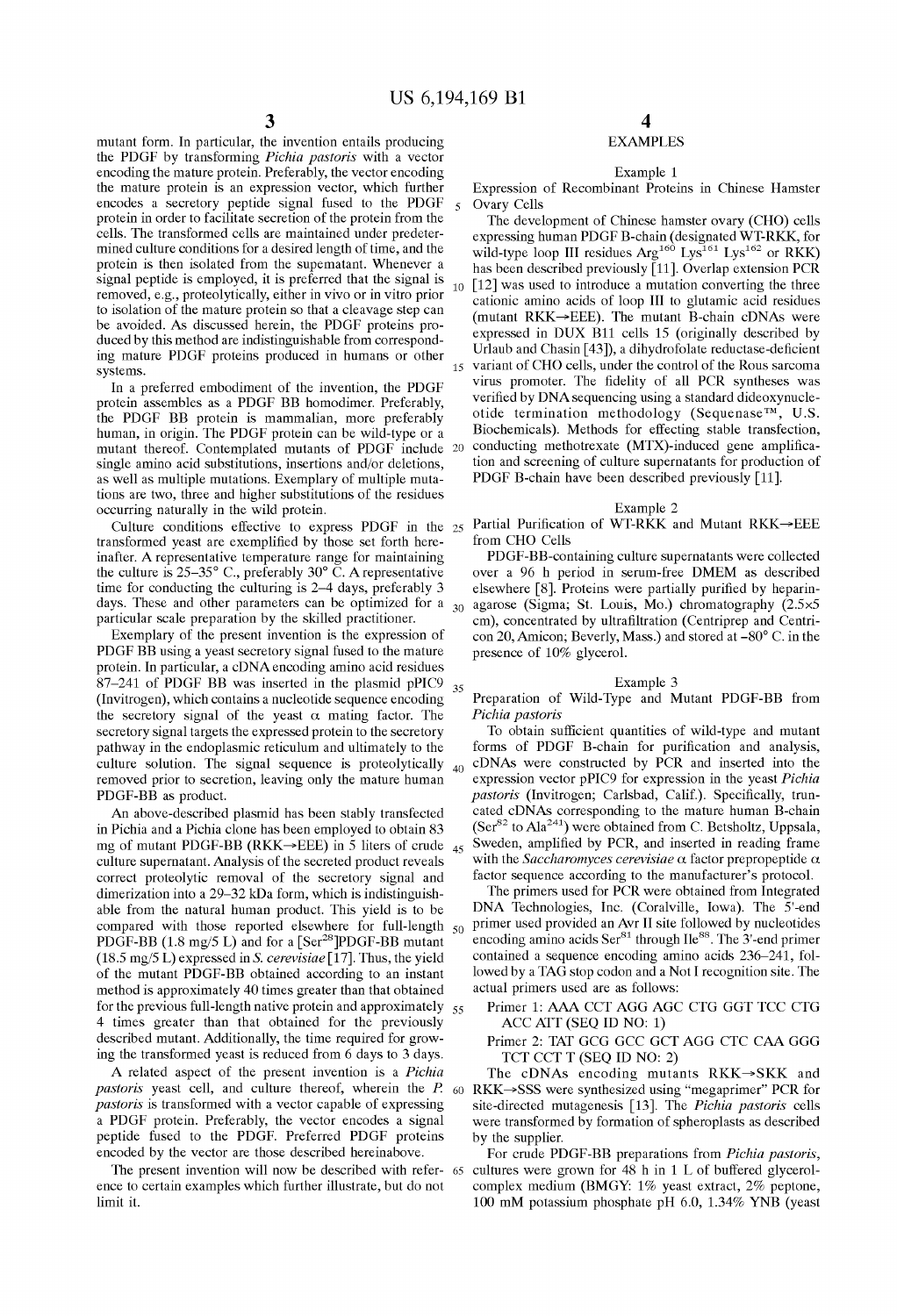mutant form. In particular, the invention entails producing the PDGF by transforming *Pichia pastoris* with a vector encoding the mature protein. Preferably, the vector encoding the mature protein is an expression vector, which further encodes a secretory peptide signal fused to the PDGF protein in order to facilitate secretion of the protein from the cells. The transformed cells are maintained under predetermined culture conditions for a desired length of time, and the protein is then isolated from the supernatant. Whenever a signal peptide is employed, it is preferred that the signal is removed, e.g., proteolytically, either in vivo or in vitro prior to isolation of the mature protein so that a cleavage step can be avoided. As discussed herein, the PDGF proteins produced by this method are indistinguishable from corresponding mature PDGF proteins produced in humans or other systems.

In a preferred embodiment of the invention, the PDGF protein assembles as a PDGF BB homodimer. Preferably, the PDGF BB protein is mammalian, more preferably human, in origin. The PDGF protein can be wild-type or a mutant thereof. Contemplated mutants of PDGF include single amino acid substitutions, insertions and/or deletions, as well as multiple mutations. Exemplary of multiple mutations are two, three and higher substitutions of the residues occurring naturally in the wild protein.

Culture conditions effective to express PDGF in the transformed yeast are exemplified by those set forth hereinafter. A representative temperature range for maintaining the culture is 25–35° C., preferably 30° C. A representative time for conducting the culturing is 2–4 days, preferably 3 days. These and other parameters can be optimized for a particular scale preparation by the skilled practitioner.

Exemplary of the present invention is the expression of PDGF BB using a yeast secretory signal fused to the mature protein. In particular, a cDNA encoding amino acid residues 87–241 of PDGF BB was inserted in the plasmid pPIC9 (Invitrogen), which contains a nucleotide sequence encoding the secretory signal of the yeast α mating factor. The secretory signal targets the expressed protein to the secretory pathway in the endoplasmic reticulum and ultimately to the culture solution. The signal sequence is proteolytically removed prior to secretion, leaving only the mature human PDGF-BB as product.

An above-described plasmid has been stably transfected in Pichia and a Pichia clone has been employed to obtain 83 mg of mutant PDGF-BB (RKK→EEE) in 5 liters of crude culture supernatant. Analysis of the secreted product reveals correct proteolytic removal of the secretory signal and dimerization into a 29–32 kDa form, which is indistinguishable from the natural human product. This yield is to be compared with those reported elsewhere for full-length PDGF-BB (1.8 mg/5 L) and for a [Ser[28]]PDGF-BB mutant (18.5 mg/5 L) expressed in *S. cerevisiae* [17]. Thus, the yield of the mutant PDGF-BB obtained according to an instant method is approximately 40 times greater than that obtained for the previous full-length native protein and approximately 4 times greater than that obtained for the previously described mutant. Additionally, the time required for growing the transformed yeast is reduced from 6 days to 3 days.

A related aspect of the present invention is a *Pichia pastoris* yeast cell, and culture thereof, wherein the *P. pastoris* is transformed with a vector capable of expressing a PDGF protein. Preferably, the vector encodes a signal peptide fused to the PDGF. Preferred PDGF proteins encoded by the vector are those described hereinabove.

The present invention will now be described with reference to certain examples which further illustrate, but do not limit it.

## EXAMPLES

### Example 1

Expression of Recombinant Proteins in Chinese Hamster Ovary Cells

The development of Chinese hamster ovary (CHO) cells expressing human PDGF B-chain (designated WT-RKK, for wild-type loop III residues Arg[160] Lys[161] Lys[162] or RKK) has been described previously [11]. Overlap extension PCR [12] was used to introduce a mutation converting the three cationic amino acids of loop III to glutamic acid residues (mutant RKK→EEE). The mutant B-chain cDNAs were expressed in DUX B11 cells 15 (originally described by Urlaub and Chasin [43]), a dihydrofolate reductase-deficient variant of CHO cells, under the control of the Rous sarcoma virus promoter. The fidelity of all PCR syntheses was verified by DNA sequencing using a standard dideoxynucleotide termination methodology (Sequenase™, U.S. Biochemicals). Methods for effecting stable transfection, conducting methotrexate (MTX)-induced gene amplification and screening of culture supernatants for production of PDGF B-chain have been described previously [11].

### Example 2

Partial Purification of WT-RKK and Mutant RKK→EEE from CHO Cells

PDGF-BB-containing culture supernatants were collected over a 96 h period in serum-free DMEM as described elsewhere [8]. Proteins were partially purified by heparin-agarose (Sigma; St. Louis, Mo.) chromatography (2.5×5 cm), concentrated by ultrafiltration (Centriprep and Centricon 20, Amicon; Beverly, Mass.) and stored at −80° C. in the presence of 10% glycerol.

### Example 3

Preparation of Wild-Type and Mutant PDGF-BB from *Pichia pastoris*

To obtain sufficient quantities of wild-type and mutant forms of PDGF B-chain for purification and analysis, cDNAs were constructed by PCR and inserted into the expression vector pPIC9 for expression in the yeast *Pichia pastoris* (Invitrogen; Carlsbad, Calif.). Specifically, truncated cDNAs corresponding to the mature human B-chain (Ser[82] to Ala[241]) were obtained from C. Betsholtz, Uppsala, Sweden, amplified by PCR, and inserted in reading frame with the *Saccharomyces cerevisiae* α factor prepropeptide α factor sequence according to the manufacturer's protocol.

The primers used for PCR were obtained from Integrated DNA Technologies, Inc. (Coralville, Iowa). The 5'-end primer used provided an Avr II site followed by nucleotides encoding amino acids Ser[81] through Ile[88]. The 3'-end primer contained a sequence encoding amino acids 236–241, followed by a TAG stop codon and a Not I recognition site. The actual primers used are as follows:

Primer 1: AAA CCT AGG AGC CTG GGT TCC CTG ACC ATT (SEQ ID NO: 1)

Primer 2: TAT GCG GCC GCT AGG CTC CAA GGG TCT CCT T (SEQ ID NO: 2)

The cDNAs encoding mutants RKK→SKK and RKK→SSS were synthesized using "megaprimer" PCR for site-directed mutagenesis [13]. The *Pichia pastoris* cells were transformed by formation of spheroplasts as described by the supplier.

For crude PDGF-BB preparations from *Pichia pastoris*, cultures were grown for 48 h in 1 L of buffered glycerol-complex medium (BMGY: 1% yeast extract, 2% peptone, 100 mM potassium phosphate pH 6.0, 1.34% YNB (yeast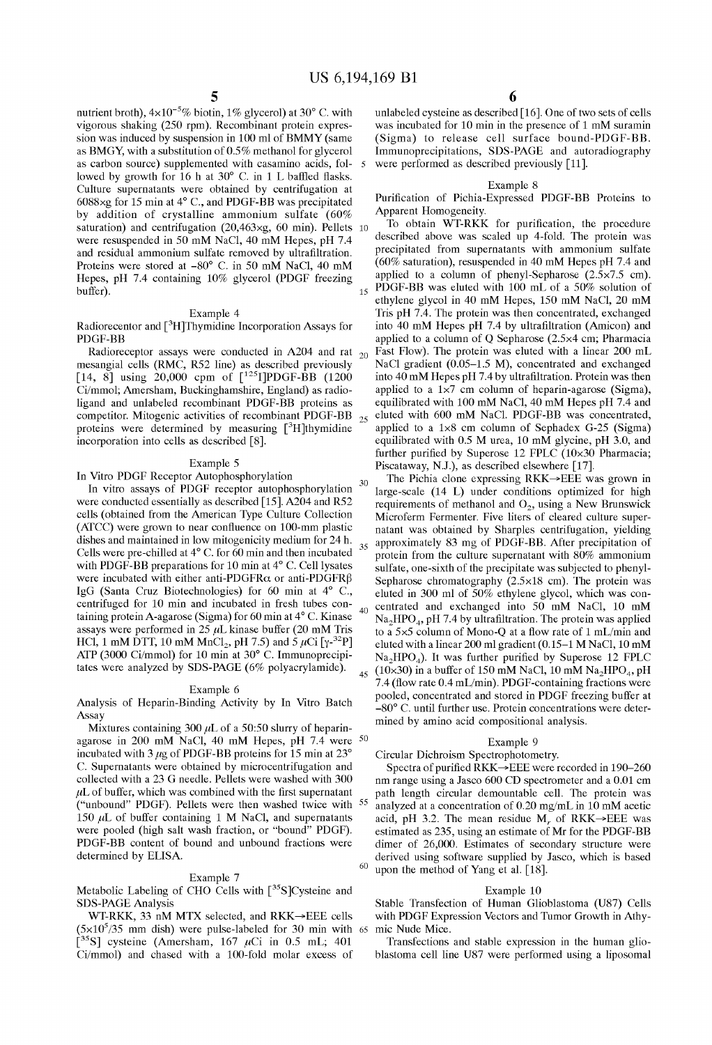nutrient broth), $4\times10^{-5}$% biotin, 1% glycerol) at 30° C. with vigorous shaking (250 rpm). Recombinant protein expression was induced by suspension in 100 ml of BMMY (same as BMGY, with a substitution of 0.5% methanol for glycerol as carbon source) supplemented with casamino acids, followed by growth for 16 h at 30° C. in 1 L baffled flasks. Culture supernatants were obtained by centrifugation at 6088×g for 15 min at 4° C., and PDGF-BB was precipitated by addition of crystalline ammonium sulfate (60% saturation) and centrifugation (20,463×g, 60 min). Pellets were resuspended in 50 mM NaCl, 40 mM Hepes, pH 7.4 and residual ammonium sulfate removed by ultrafiltration. Proteins were stored at −80° C. in 50 mM NaCl, 40 mM Hepes, pH 7.4 containing 10% glycerol (PDGF freezing buffer).

### Example 4

Radioreceptor and [$^{3}$H]Thymidine Incorporation Assays for PDGF-BB

Radioreceptor assays were conducted in A204 and rat mesangial cells (RMC, R52 line) as described previously [14, 8] using 20,000 cpm of [$^{125}$I]PDGF-BB (1200 Ci/mmol; Amersham, Buckinghamshire, England) as radioligand and unlabeled recombinant PDGF-BB proteins as competitor. Mitogenic activities of recombinant PDGF-BB proteins were determined by measuring [$^{3}$H]thymidine incorporation into cells as described [8].

### Example 5

In Vitro PDGF Receptor Autophosphorylation

In vitro assays of PDGF receptor autophosphorylation were conducted essentially as described [15]. A204 and R52 cells (obtained from the American Type Culture Collection (ATCC) were grown to near confluence on 100-mm plastic dishes and maintained in low mitogenicity medium for 24 h. Cells were pre-chilled at 4° C. for 60 min and then incubated with PDGF-BB preparations for 10 min at 4° C. Cell lysates were incubated with either anti-PDGFRα or anti-PDGFRβ IgG (Santa Cruz Biotechnologies) for 60 min at 4° C., centrifuged for 10 min and incubated in fresh tubes containing protein A-agarose (Sigma) for 60 min at 4° C. Kinase assays were performed in 25 μL kinase buffer (20 mM Tris HCl, 1 mM DTT, 10 mM $MnCl_2$, pH 7.5) and 5 μCi [γ-$^{32}$P] ATP (3000 Ci/mmol) for 10 min at 30° C. Immunoprecipitates were analyzed by SDS-PAGE (6% polyacrylamide).

### Example 6

Analysis of Heparin-Binding Activity by In Vitro Batch Assay

Mixtures containing 300 μL of a 50:50 slurry of heparin-agarose in 200 mM NaCl, 40 mM Hepes, pH 7.4 were incubated with 3 μg of PDGF-BB proteins for 15 min at 23° C. Supernatants were obtained by microcentrifugation and collected with a 23 G needle. Pellets were washed with 300 μL of buffer, which was combined with the first supernatant ("unbound" PDGF). Pellets were then washed twice with 150 μL of buffer containing 1 M NaCl, and supernatants were pooled (high salt wash fraction, or "bound" PDGF). PDGF-BB content of bound and unbound fractions were determined by ELISA.

### Example 7

Metabolic Labeling of CHO Cells with [$^{35}$S]Cysteine and SDS-PAGE Analysis

WT-RKK, 33 nM MTX selected, and RKK→EEE cells ($5\times10^{5}$/35 mm dish) were pulse-labeled for 30 min with [$^{35}$S] cysteine (Amersham, 167 μCi in 0.5 mL; 401 Ci/mmol) and chased with a 100-fold molar excess of unlabeled cysteine as described [16]. One of two sets of cells was incubated for 10 min in the presence of 1 mM suramin (Sigma) to release cell surface bound-PDGF-BB. Immunoprecipitations, SDS-PAGE and autoradiography were performed as described previously [11].

### Example 8

Purification of Pichia-Expressed PDGF-BB Proteins to Apparent Homogeneity.

To obtain WT-RKK for purification, the procedure described above was scaled up 4-fold. The protein was precipitated from supernatants with ammonium sulfate (60% saturation), resuspended in 40 mM Hepes pH 7.4 and applied to a column of phenyl-Sepharose (2.5×7.5 cm). PDGF-BB was eluted with 100 mL of a 50% solution of ethylene glycol in 40 mM Hepes, 150 mM NaCl, 20 mM Tris pH 7.4. The protein was then concentrated, exchanged into 40 mM Hepes pH 7.4 by ultrafiltration (Amicon) and applied to a column of Q Sepharose (2.5×4 cm; Pharmacia Fast Flow). The protein was eluted with a linear 200 mL NaCl gradient (0.05–1.5 M), concentrated and exchanged into 40 mM Hepes pH 7.4 by ultrafiltration. Protein was then applied to a 1×7 cm column of heparin-agarose (Sigma), equilibrated with 100 mM NaCl, 40 mM Hepes pH 7.4 and eluted with 600 mM NaCl. PDGF-BB was concentrated, applied to a 1×8 cm column of Sephadex G-25 (Sigma) equilibrated with 0.5 M urea, 10 mM glycine, pH 3.0, and further purified by Superose 12 FPLC (10×30 Pharmacia; Piscataway, N.J.), as described elsewhere [17].

The Pichia clone expressing RKK→EEE was grown in large-scale (14 L) under conditions optimized for high requirements of methanol and $O_2$, using a New Brunswick Microferm Fermenter. Five liters of cleared culture supernatant was obtained by Sharples centrifugation, yielding approximately 83 mg of PDGF-BB. After precipitation of protein from the culture supernatant with 80% ammonium sulfate, one-sixth of the precipitate was subjected to phenyl-Sepharose chromatography (2.5×18 cm). The protein was eluted in 300 ml of 50% ethylene glycol, which was concentrated and exchanged into 50 mM NaCl, 10 mM $Na_2HPO_4$, pH 7.4 by ultrafiltration. The protein was applied to a 5×5 column of Mono-Q at a flow rate of 1 mL/min and eluted with a linear 200 ml gradient (0.15–1 M NaCl, 10 mM $Na_2HPO_4$). It was further purified by Superose 12 FPLC (10×30) in a buffer of 150 mM NaCl, 10 mM $Na_2HPO_4$, pH 7.4 (flow rate 0.4 mL/min). PDGF-containing fractions were pooled, concentrated and stored in PDGF freezing buffer at −80° C. until further use. Protein concentrations were determined by amino acid compositional analysis.

### Example 9

Circular Dichroism Spectrophotometry.

Spectra of purified RKK→EEE were recorded in 190–260 nm range using a Jasco 600 CD spectrometer and a 0.01 cm path length circular demountable cell. The protein was analyzed at a concentration of 0.20 mg/mL in 10 mM acetic acid, pH 3.2. The mean residue $M_r$ of RKK→EEE was estimated as 235, using an estimate of Mr for the PDGF-BB dimer of 26,000. Estimates of secondary structure were derived using software supplied by Jasco, which is based upon the method of Yang et al. [18].

### Example 10

Stable Transfection of Human Glioblastoma (U87) Cells with PDGF Expression Vectors and Tumor Growth in Athymic Nude Mice.

Transfections and stable expression in the human glioblastoma cell line U87 were performed using a liposomal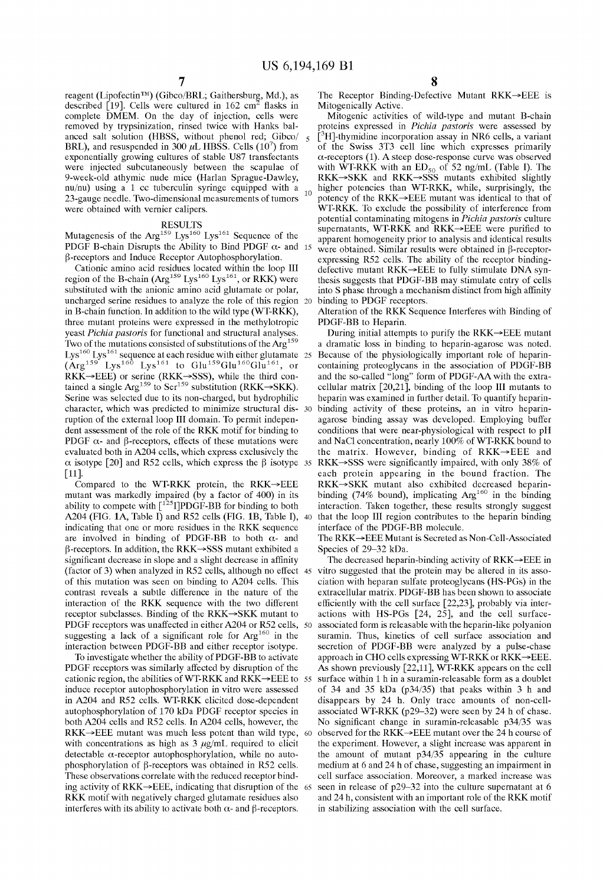reagent (Lipofectin™) (Gibco/BRL; Gaithersburg, Md.), as described [19]. Cells were cultured in 162 $cm^2$ flasks in complete DMEM. On the day of injection, cells were removed by trypsinization, rinsed twice with Hanks balanced salt solution (HBSS, without phenol red; Gibco/BRL), and resuspended in 300 μL HBSS. Cells ($10^7$) from exponentially growing cultures of stable U87 transfectants were injected subcutaneously between the scapulae of 9-week-old athymic nude mice (Harlan Sprague-Dawley, nu/nu) using a 1 cc tuberculin syringe equipped with a 23-gauge needle. Two-dimensional measurements of tumors were obtained with vernier calipers.

## RESULTS

Mutagenesis of the $Arg^{159}$ $Lys^{160}$ $Lys^{161}$ Sequence of the PDGF B-chain Disrupts the Ability to Bind PDGF α- and β-receptors and Induce Receptor Autophosphorylation.

Cationic amino acid residues located within the loop III region of the B-chain ($Arg^{159}$ $Lys^{160}$ $Lys^{161}$, or RKK) were substituted with the anionic amino acid glutamate or polar, uncharged serine residues to analyze the role of this region in B-chain function. In addition to the wild type (WT-RKK), three mutant proteins were expressed in the methylotropic yeast *Pichia pastoris* for functional and structural analyses. Two of the mutations consisted of substitutions of the $Arg^{159}$ $Lys^{160}$ $Lys^{161}$ sequence at each residue with either glutamate ($Arg^{159}$ $Lys^{160}$ $Lys^{161}$ to $Glu^{159}Glu^{160}Glu^{161}$, or RKK→EEE) or serine (RKK→SSS), while the third contained a single $Arg^{159}$ to $Ser^{159}$ substitution (RKK→SKK). Serine was selected due to its non-charged, but hydrophilic character, which was predicted to minimize structural disruption of the external loop III domain. To permit independent assessment of the role of the RKK motif for binding to PDGF α- and β-receptors, effects of these mutations were evaluated both in A204 cells, which express exclusively the α isotype [20] and R52 cells, which express the β isotype [11].

Compared to the WT-RKK protein, the RKK→EEE mutant was markedly impaired (by a factor of 400) in its ability to compete with [$^{125}$I]PDGF-BB for binding to both A204 (FIG. 1A, Table I) and R52 cells (FIG. 1B, Table I), indicating that one or more residues in the RKK sequence are involved in binding of PDGF-BB to both α- and β-receptors. In addition, the RKK→SSS mutant exhibited a significant decrease in slope and a slight decrease in affinity (factor of 3) when analyzed in R52 cells, although no effect of this mutation was seen on binding to A204 cells. This contrast reveals a subtle difference in the nature of the interaction of the RKK sequence with the two different receptor subclasses. Binding of the RKK→SKK mutant to PDGF receptors was unaffected in either A204 or R52 cells, suggesting a lack of a significant role for $Arg^{160}$ in the interaction between PDGF-BB and either receptor isotype.

To investigate whether the ability of PDGF-BB to activate PDGF receptors was similarly affected by disruption of the cationic region, the abilities of WT-RKK and RKK→EEE to induce receptor autophosphorylation in vitro were assessed in A204 and R52 cells. WT-RKK elicited dose-dependent autophosphorylation of 170 kDa PDGF receptor species in both A204 cells and R52 cells. In A204 cells, however, the RKK→EEE mutant was much less potent than wild type, with concentrations as high as 3 μg/mL required to elicit detectable α-receptor autophosphorylation, while no autophosphorylation of β-receptors was obtained in R52 cells. These observations correlate with the reduced receptor binding activity of RKK→EEE, indicating that disruption of the RKK motif with negatively charged glutamate residues also interferes with its ability to activate both α- and β-receptors.

The Receptor Binding-Defective Mutant RKK→EEE is Mitogenically Active.

Mitogenic activities of wild-type and mutant B-chain proteins expressed in *Pichia pastoris* were assessed by [$^3$H]-thymidine incorporation assay in NR6 cells, a variant of the Swiss 3T3 cell line which expresses primarily α-receptors (1). A steep dose-response curve was observed with WT-RKK with an $ED_{50}$ of 52 ng/mL (Table I). The RKK→SKK and RKK→SSS mutants exhibited slightly higher potencies than WT-RKK, while, surprisingly, the potency of the RKK→EEE mutant was identical to that of WT-RKK. To exclude the possibility of interference from potential contaminating mitogens in *Pichia pastoris* culture supernatants, WT-RKK and RKK→EEE were purified to apparent homogeneity prior to analysis and identical results were obtained. Similar results were obtained in β-receptor-expressing R52 cells. The ability of the receptor binding-defective mutant RKK→EEE to fully stimulate DNA synthesis suggests that PDGF-BB may stimulate entry of cells into S phase through a mechanism distinct from high affinity binding to PDGF receptors.

Alteration of the RKK Sequence Interferes with Binding of PDGF-BB to Heparin.

During initial attempts to purify the RKK→EEE mutant a dramatic loss in binding to heparin-agarose was noted. Because of the physiologically important role of heparin-containing proteoglycans in the association of PDGF-BB and the so-called "long" form of PDGF-AA with the extracellular matrix [20,21], binding of the loop III mutants to heparin was examined in further detail. To quantify heparin-binding activity of these proteins, an in vitro heparin-agarose binding assay was developed. Employing buffer conditions that were near-physiological with respect to pH and NaCl concentration, nearly 100% of WT-RKK bound to the matrix. However, binding of RKK→EEE and RKK→SSS were significantly impaired, with only 38% of each protein appearing in the bound fraction. The RKK→SKK mutant also exhibited decreased heparin-binding (74% bound), implicating $Arg^{160}$ in the binding interaction. Taken together, these results strongly suggest that the loop III region contributes to the heparin binding interface of the PDGF-BB molecule.

The RKK→EEE Mutant is Secreted as Non-Cell-Associated Species of 29–32 kDa.

The decreased heparin-binding activity of RKK→EEE in vitro suggested that the protein may be altered in its association with heparan sulfate proteoglycans (HS-PGs) in the extracellular matrix. PDGF-BB has been shown to associate efficiently with the cell surface [22,23], probably via interactions with HS-PGs [24, 25], and the cell surface-associated form is releasable with the heparin-like polyanion suramin. Thus, kinetics of cell surface association and secretion of PDGF-BB were analyzed by a pulse-chase approach in CHO cells expressing WT-RKK or RKK→EEE. As shown previously [22,11], WT-RKK appears on the cell surface within 1 h in a suramin-releasable form as a doublet of 34 and 35 kDa (p34/35) that peaks within 3 h and disappears by 24 h. Only trace amounts of non-cell-associated WT-RKK (p29–32) were seen by 24 h of chase. No significant change in suramin-releasable p34/35 was observed for the RKK→EEE mutant over the 24 h course of the experiment. However, a slight increase was apparent in the amount of mutant p34/35 appearing in the culture medium at 6 and 24 h of chase, suggesting an impairment in cell surface association. Moreover, a marked increase was seen in release of p29–32 into the culture supernatant at 6 and 24 h, consistent with an important role of the RKK motif in stabilizing association with the cell surface.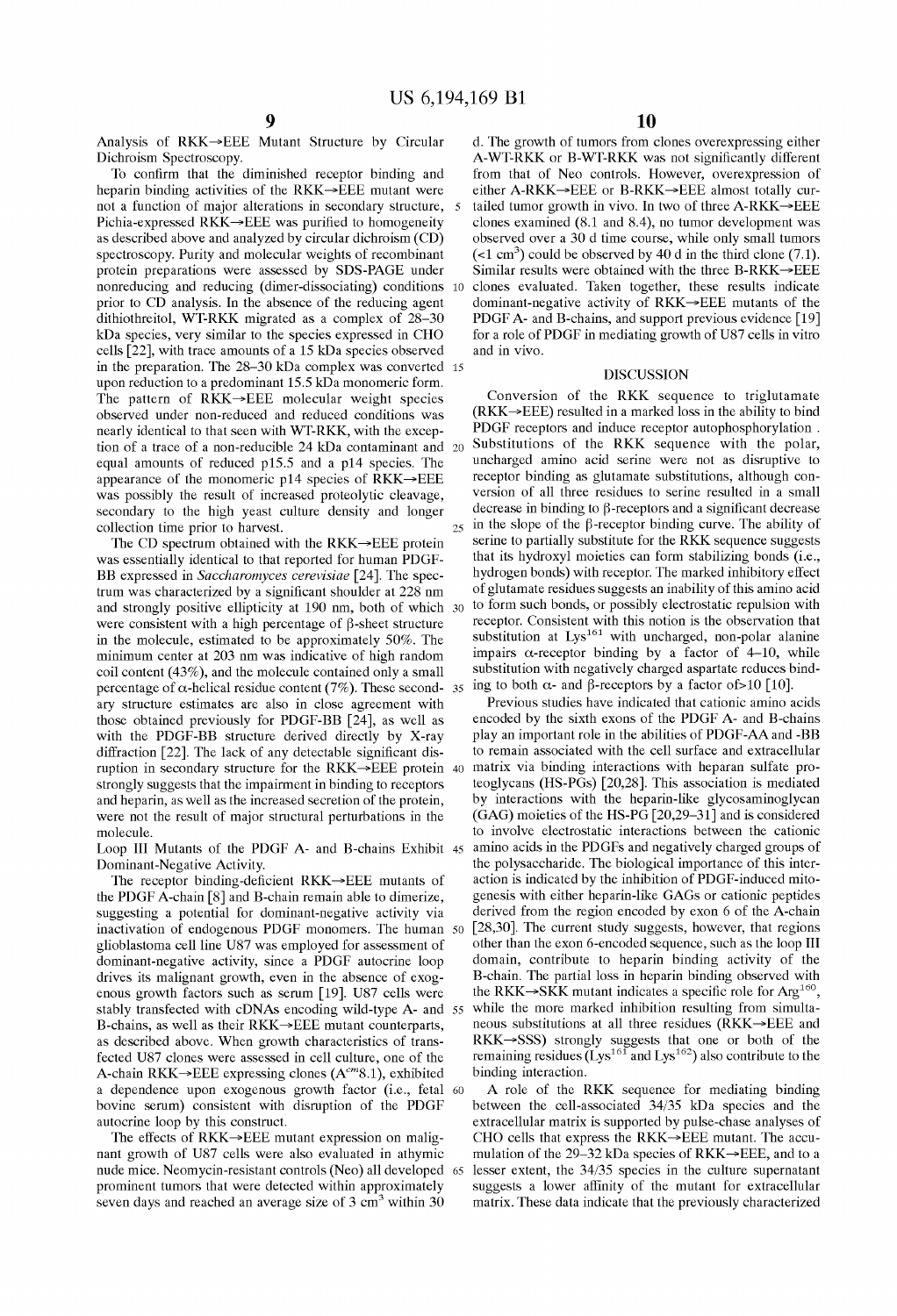Analysis of RKK→EEE Mutant Structure by Circular Dichroism Spectroscopy.

To confirm that the diminished receptor binding and heparin binding activities of the RKK→EEE mutant were not a function of major alterations in secondary structure, Pichia-expressed RKK→EEE was purified to homogeneity as described above and analyzed by circular dichroism (CD) spectroscopy. Purity and molecular weights of recombinant protein preparations were assessed by SDS-PAGE under nonreducing and reducing (dimer-dissociating) conditions prior to CD analysis. In the absence of the reducing agent dithiothreitol, WT-RKK migrated as a complex of 28–30 kDa species, very similar to the species expressed in CHO cells [22], with trace amounts of a 15 kDa species observed in the preparation. The 28–30 kDa complex was converted upon reduction to a predominant 15.5 kDa monomeric form. The pattern of RKK→EEE molecular weight species observed under non-reduced and reduced conditions was nearly identical to that seen with WT-RKK, with the exception of a trace of a non-reducible 24 kDa contaminant and equal amounts of reduced p15.5 and a p14 species. The appearance of the monomeric p14 species of RKK→EEE was possibly the result of increased proteolytic cleavage, secondary to the high yeast culture density and longer collection time prior to harvest.

The CD spectrum obtained with the RKK→EEE protein was essentially identical to that reported for human PDGF-BB expressed in *Saccharomyces cerevisiae* [24]. The spectrum was characterized by a significant shoulder at 228 nm and strongly positive ellipticity at 190 nm, both of which were consistent with a high percentage of β-sheet structure in the molecule, estimated to be approximately 50%. The minimum center at 203 nm was indicative of high random coil content (43%), and the molecule contained only a small percentage of α-helical residue content (7%). These secondary structure estimates are also in close agreement with those obtained previously for PDGF-BB [24], as well as with the PDGF-BB structure derived directly by X-ray diffraction [22]. The lack of any detectable significant disruption in secondary structure for the RKK→EEE protein strongly suggests that the impairment in binding to receptors and heparin, as well as the increased secretion of the protein, were not the result of major structural perturbations in the molecule.

Loop III Mutants of the PDGF A- and B-chains Exhibit Dominant-Negative Activity.

The receptor binding-deficient RKK→EEE mutants of the PDGF A-chain [8] and B-chain remain able to dimerize, suggesting a potential for dominant-negative activity via inactivation of endogenous PDGF monomers. The human glioblastoma cell line U87 was employed for assessment of dominant-negative activity, since a PDGF autocrine loop drives its malignant growth, even in the absence of exogenous growth factors such as serum [19]. U87 cells were stably transfected with cDNAs encoding wild-type A- and B-chains, as well as their RKK→EEE mutant counterparts, as described above. When growth characteristics of transfected U87 clones were assessed in cell culture, one of the A-chain RKK→EEE expressing clones ($A^{cm}$8.1), exhibited a dependence upon exogenous growth factor (i.e., fetal bovine serum) consistent with disruption of the PDGF autocrine loop by this construct.

The effects of RKK→EEE mutant expression on malignant growth of U87 cells were also evaluated in athymic nude mice. Neomycin-resistant controls (Neo) all developed prominent tumors that were detected within approximately seven days and reached an average size of 3 $cm^3$ within 30 d. The growth of tumors from clones overexpressing either A-WT-RKK or B-WT-RKK was not significantly different from that of Neo controls. However, overexpression of either A-RKK→EEE or B-RKK→EEE almost totally curtailed tumor growth in vivo. In two of three A-RKK→EEE clones examined (8.1 and 8.4), no tumor development was observed over a 30 d time course, while only small tumors (<1 $cm^3$) could be observed by 40 d in the third clone (7.1). Similar results were obtained with the three B-RKK→EEE clones evaluated. Taken together, these results indicate dominant-negative activity of RKK→EEE mutants of the PDGF A- and B-chains, and support previous evidence [19] for a role of PDGF in mediating growth of U87 cells in vitro and in vivo.

## DISCUSSION

Conversion of the RKK sequence to triglutamate (RKK→EEE) resulted in a marked loss in the ability to bind PDGF receptors and induce receptor autophosphorylation . Substitutions of the RKK sequence with the polar, uncharged amino acid serine were not as disruptive to receptor binding as glutamate substitutions, although conversion of all three residues to serine resulted in a small decrease in binding to β-receptors and a significant decrease in the slope of the β-receptor binding curve. The ability of serine to partially substitute for the RKK sequence suggests that its hydroxyl moieties can form stabilizing bonds (i.e., hydrogen bonds) with receptor. The marked inhibitory effect of glutamate residues suggests an inability of this amino acid to form such bonds, or possibly electrostatic repulsion with receptor. Consistent with this notion is the observation that substitution at $Lys^{161}$ with uncharged, non-polar alanine impairs α-receptor binding by a factor of 4–10, while substitution with negatively charged aspartate reduces binding to both α- and β-receptors by a factor of>10 [10].

Previous studies have indicated that cationic amino acids encoded by the sixth exons of the PDGF A- and B-chains play an important role in the abilities of PDGF-AA and -BB to remain associated with the cell surface and extracellular matrix via binding interactions with heparan sulfate proteoglycans (HS-PGs) [20,28]. This association is mediated by interactions with the heparin-like glycosaminoglycan (GAG) moieties of the HS-PG [20,29–31] and is considered to involve electrostatic interactions between the cationic amino acids in the PDGFs and negatively charged groups of the polysaccharide. The biological importance of this interaction is indicated by the inhibition of PDGF-induced mitogenesis with either heparin-like GAGs or cationic peptides derived from the region encoded by exon 6 of the A-chain [28,30]. The current study suggests, however, that regions other than the exon 6-encoded sequence, such as the loop III domain, contribute to heparin binding activity of the B-chain. The partial loss in heparin binding observed with the RKK→SKK mutant indicates a specific role for $Arg^{160}$, while the more marked inhibition resulting from simultaneous substitutions at all three residues (RKK→EEE and RKK→SSS) strongly suggests that one or both of the remaining residues ($Lys^{161}$ and $Lys^{162}$) also contribute to the binding interaction.

A role of the RKK sequence for mediating binding between the cell-associated 34/35 kDa species and the extracellular matrix is supported by pulse-chase analyses of CHO cells that express the RKK→EEE mutant. The accumulation of the 29–32 kDa species of RKK→EEE, and to a lesser extent, the 34/35 species in the culture supernatant suggests a lower affinity of the mutant for extracellular matrix. These data indicate that the previously characterized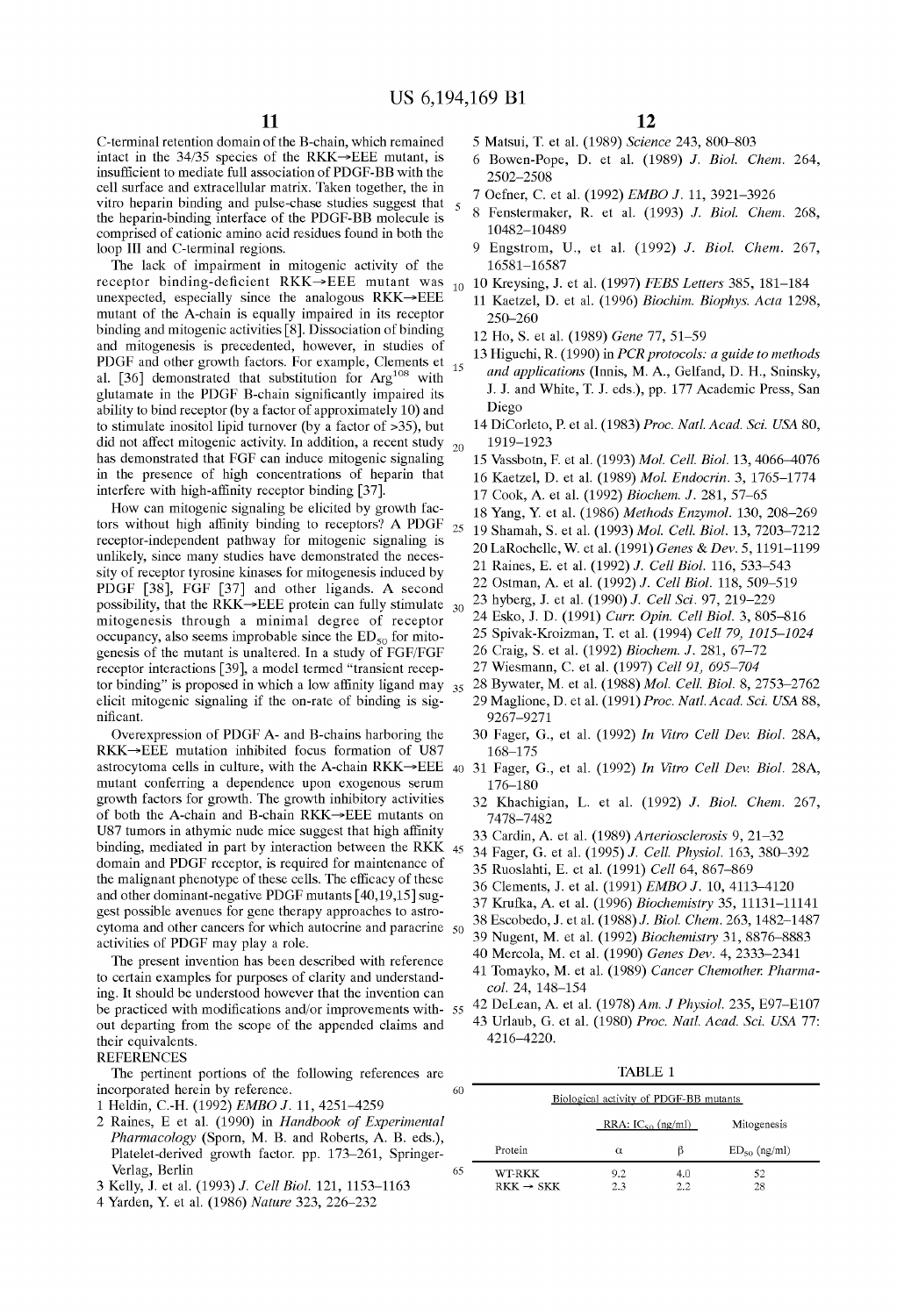C-terminal retention domain of the B-chain, which remained intact in the 34/35 species of the RKK→EEE mutant, is insufficient to mediate full association of PDGF-BB with the cell surface and extracellular matrix. Taken together, the in vitro heparin binding and pulse-chase studies suggest that the heparin-binding interface of the PDGF-BB molecule is comprised of cationic amino acid residues found in both the loop III and C-terminal regions.

The lack of impairment in mitogenic activity of the receptor binding-deficient RKK→EEE mutant was unexpected, especially since the analogous RKK→EEE mutant of the A-chain is equally impaired in its receptor binding and mitogenic activities [8]. Dissociation of binding and mitogenesis is precedented, however, in studies of PDGF and other growth factors. For example, Clements et al. [36] demonstrated that substitution for $Arg^{108}$ with glutamate in the PDGF B-chain significantly impaired its ability to bind receptor (by a factor of approximately 10) and to stimulate inositol lipid turnover (by a factor of >35), but did not affect mitogenic activity. In addition, a recent study has demonstrated that FGF can induce mitogenic signaling in the presence of high concentrations of heparin that interfere with high-affinity receptor binding [37].

How can mitogenic signaling be elicited by growth factors without high affinity binding to receptors? A PDGF receptor-independent pathway for mitogenic signaling is unlikely, since many studies have demonstrated the necessity of receptor tyrosine kinases for mitogenesis induced by PDGF [38], FGF [37] and other ligands. A second possibility, that the RKK→EEE protein can fully stimulate mitogenesis through a minimal degree of receptor occupancy, also seems improbable since the $ED_{50}$ for mitogenesis of the mutant is unaltered. In a study of FGF/FGF receptor interactions [39], a model termed "transient receptor binding" is proposed in which a low affinity ligand may elicit mitogenic signaling if the on-rate of binding is significant.

Overexpression of PDGF A- and B-chains harboring the RKK→EEE mutation inhibited focus formation of U87 astrocytoma cells in culture, with the A-chain RKK→EEE mutant conferring a dependence upon exogenous serum growth factors for growth. The growth inhibitory activities of both the A-chain and B-chain RKK→EEE mutants on U87 tumors in athymic nude mice suggest that high affinity binding, mediated in part by interaction between the RKK domain and PDGF receptor, is required for maintenance of the malignant phenotype of these cells. The efficacy of these and other dominant-negative PDGF mutants [40,19,15] suggest possible avenues for gene therapy approaches to astrocytoma and other cancers for which autocrine and paracrine activities of PDGF may play a role.

The present invention has been described with reference to certain examples for purposes of clarity and understanding. It should be understood however that the invention can be practiced with modifications and/or improvements without departing from the scope of the appended claims and their equivalents.

REFERENCES

The pertinent portions of the following references are incorporated herein by reference.

1 Heldin, C.-H. (1992) *EMBO J.* 11, 4251–4259
2 Raines, E et al. (1990) in *Handbook of Experimental Pharmacology* (Sporn, M. B. and Roberts, A. B. eds.), Platelet-derived growth factor. pp. 173–261, Springer-Verlag, Berlin
3 Kelly, J. et al. (1993) *J. Cell Biol.* 121, 1153–1163
4 Yarden, Y. et al. (1986) *Nature* 323, 226–232
5 Matsui, T. et al. (1989) *Science* 243, 800–803
6 Bowen-Pope, D. et al. (1989) *J. Biol. Chem.* 264, 2502–2508
7 Oefner, C. et al. (1992) *EMBO J.* 11, 3921–3926
8 Fenstermaker, R. et al. (1993) *J. Biol. Chem.* 268, 10482–10489
9 Engstrom, U., et al. (1992) *J. Biol. Chem.* 267, 16581–16587
10 Kreysing, J. et al. (1997) *FEBS Letters* 385, 181–184
11 Kaetzel, D. et al. (1996) *Biochim. Biophys. Acta* 1298, 250–260
12 Ho, S. et al. (1989) *Gene* 77, 51–59
13 Higuchi, R. (1990) in *PCR protocols: a guide to methods and applications* (Innis, M. A., Gelfand, D. H., Sninsky, J. J. and White, T. J. eds.), pp. 177 Academic Press, San Diego
14 DiCorleto, P. et al. (1983) *Proc. Natl. Acad. Sci. USA* 80, 1919–1923
15 Vassbotn, F. et al. (1993) *Mol. Cell. Biol.* 13, 4066–4076
16 Kaetzel, D. et al. (1989) *Mol. Endocrin.* 3, 1765–1774
17 Cook, A. et al. (1992) *Biochem. J.* 281, 57–65
18 Yang, Y. et al. (1986) *Methods Enzymol.* 130, 208–269
19 Shamah, S. et al. (1993) *Mol. Cell. Biol.* 13, 7203–7212
20 LaRochelle, W. et al. (1991) *Genes & Dev.* 5, 1191–1199
21 Raines, E. et al. (1992) *J. Cell Biol.* 116, 533–543
22 Ostman, A. et al. (1992) *J. Cell Biol.* 118, 509–519
23 hyberg, J. et al. (1990) *J. Cell Sci.* 97, 219–229
24 Esko, J. D. (1991) *Curr. Opin. Cell Biol.* 3, 805–816
25 Spivak-Kroizman, T. et al. (1994) *Cell 79, 1015–1024*
26 Craig, S. et al. (1992) *Biochem. J.* 281, 67–72
27 Wiesmann, C. et al. (1997) *Cell 91, 695–704*
28 Bywater, M. et al. (1988) *Mol. Cell. Biol.* 8, 2753–2762
29 Maglione, D. et al. (1991) *Proc. Natl. Acad. Sci. USA* 88, 9267–9271
30 Fager, G., et al. (1992) *In Vitro Cell Dev. Biol.* 28A, 168–175
31 Fager, G., et al. (1992) *In Vitro Cell Dev. Biol.* 28A, 176–180
32 Khachigian, L. et al. (1992) *J. Biol. Chem.* 267, 7478–7482
33 Cardin, A. et al. (1989) *Arteriosclerosis* 9, 21–32
34 Fager, G. et al. (1995) *J. Cell. Physiol.* 163, 380–392
35 Ruoslahti, E. et al. (1991) *Cell* 64, 867–869
36 Clements, J. et al. (1991) *EMBO J.* 10, 4113–4120
37 Krufka, A. et al. (1996) *Biochemistry* 35, 11131–11141
38 Escobedo, J. et al. (1988) *J. Biol. Chem.* 263, 1482–1487
39 Nugent, M. et al. (1992) *Biochemistry* 31, 8876–8883
40 Mercola, M. et al. (1990) *Genes Dev.* 4, 2333–2341
41 Tomayko, M. et al. (1989) *Cancer Chemother. Pharmacol.* 24, 148–154
42 DeLean, A. et al. (1978) *Am. J Physiol.* 235, E97–E107
43 Urlaub, G. et al. (1980) *Proc. Natl. Acad. Sci. USA* 77: 4216–4220.

TABLE 1

Biological activity of PDGF-BB mutants

| Protein | RRA: $IC_{50}$ (ng/ml) | | Mitogenesis |
|---|---|---|---|
| | α | β | $ED_{50}$ (ng/ml) |
| WT-RKK | 9.2 | 4.0 | 52 |
| RKK → SKK | 2.3 | 2.2 | 28 |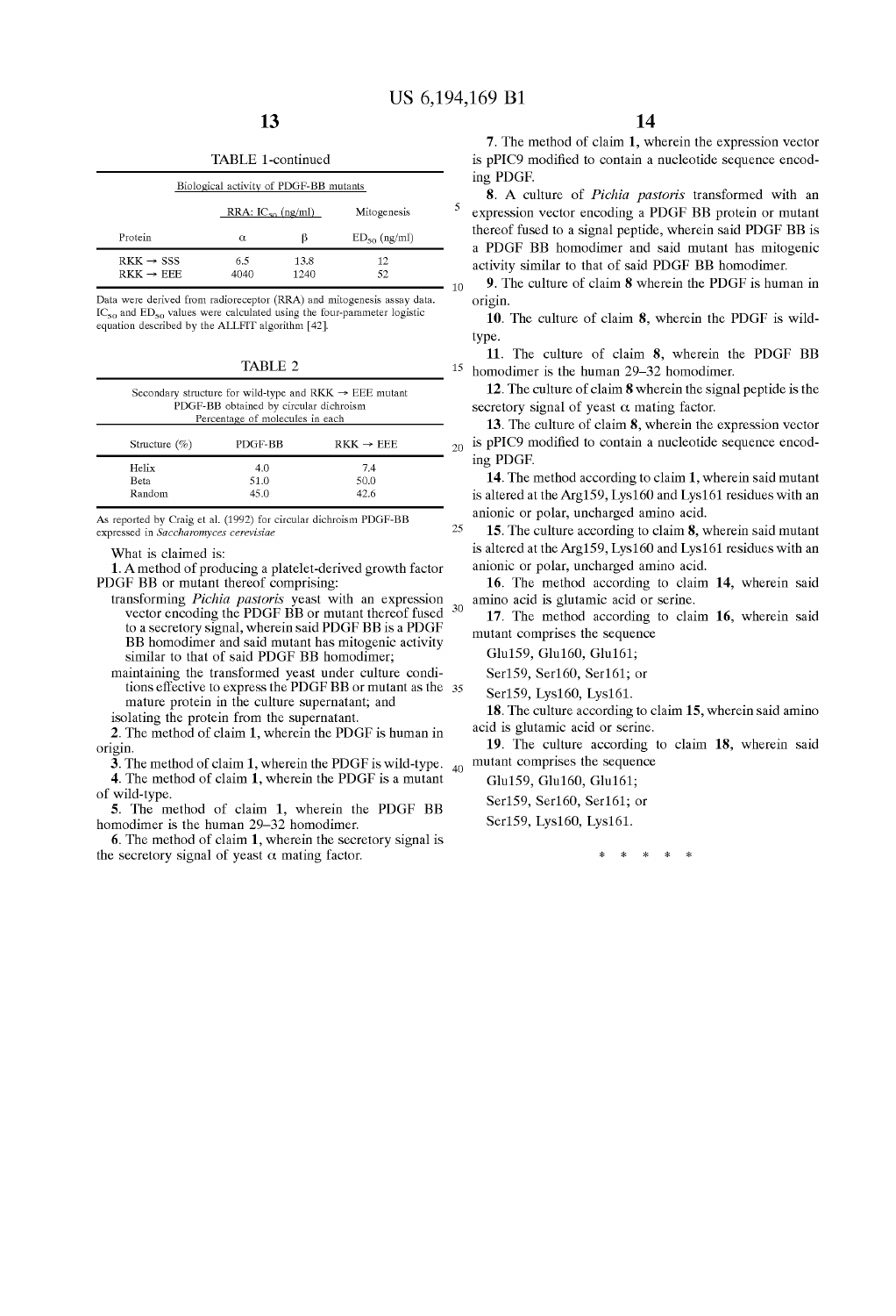TABLE 1-continued

Biological activity of PDGF-BB mutants

| Protein | RRA: $IC_{50}$ (ng/ml) | | Mitogenesis |
|---|---|---|---|
| | α | β | $ED_{50}$ (ng/ml) |
| RKK → SSS | 6.5 | 13.8 | 12 |
| RKK → EEE | 4040 | 1240 | 52 |

Data were derived from radioreceptor (RRA) and mitogenesis assay data. $IC_{50}$ and $ED_{50}$ values were calculated using the four-parameter logistic equation described by the ALLFIT algorithm [42].

TABLE 2

Secondary structure for wild-type and RKK → EEE mutant PDGF-BB obtained by circular dichroism Percentage of molecules in each

| Structure (%) | PDGF-BB | RKK → EEE |
|---|---|---|
| Helix | 4.0 | 7.4 |
| Beta | 51.0 | 50.0 |
| Random | 45.0 | 42.6 |

As reported by Craig et al. (1992) for circular dichroism PDGF-BB expressed in *Saccharomyces cerevisiae*

What is claimed is:

1. A method of producing a platelet-derived growth factor PDGF BB or mutant thereof comprising:
   - transforming *Pichia pastoris* yeast with an expression vector encoding the PDGF BB or mutant thereof fused to a secretory signal, wherein said PDGF BB is a PDGF BB homodimer and said mutant has mitogenic activity similar to that of said PDGF BB homodimer;
   - maintaining the transformed yeast under culture conditions effective to express the PDGF BB or mutant as the mature protein in the culture supernatant; and
   - isolating the protein from the supernatant.

2. The method of claim 1, wherein the PDGF is human in origin.

3. The method of claim 1, wherein the PDGF is wild-type.

4. The method of claim 1, wherein the PDGF is a mutant of wild-type.

5. The method of claim 1, wherein the PDGF BB homodimer is the human 29–32 homodimer.

6. The method of claim 1, wherein the secretory signal is the secretory signal of yeast α mating factor.

7. The method of claim 1, wherein the expression vector is pPIC9 modified to contain a nucleotide sequence encoding PDGF.

8. A culture of *Pichia pastoris* transformed with an expression vector encoding a PDGF BB protein or mutant thereof fused to a signal peptide, wherein said PDGF BB is a PDGF BB homodimer and said mutant has mitogenic activity similar to that of said PDGF BB homodimer.

9. The culture of claim 8 wherein the PDGF is human in origin.

10. The culture of claim 8, wherein the PDGF is wild-type.

11. The culture of claim 8, wherein the PDGF BB homodimer is the human 29–32 homodimer.

12. The culture of claim 8 wherein the signal peptide is the secretory signal of yeast α mating factor.

13. The culture of claim 8, wherein the expression vector is pPIC9 modified to contain a nucleotide sequence encoding PDGF.

14. The method according to claim 1, wherein said mutant is altered at the Arg159, Lys160 and Lys161 residues with an anionic or polar, uncharged amino acid.

15. The culture according to claim 8, wherein said mutant is altered at the Arg159, Lys160 and Lys161 residues with an anionic or polar, uncharged amino acid.

16. The method according to claim 14, wherein said amino acid is glutamic acid or serine.

17. The method according to claim 16, wherein said mutant comprises the sequence

Glu159, Glu160, Glu161;

Ser159, Ser160, Ser161; or

Ser159, Lys160, Lys161.

18. The culture according to claim 15, wherein said amino acid is glutamic acid or serine.

19. The culture according to claim 18, wherein said mutant comprises the sequence

Glu159, Glu160, Glu161;

Ser159, Ser160, Ser161; or

Ser159, Lys160, Lys161.

* * * * *